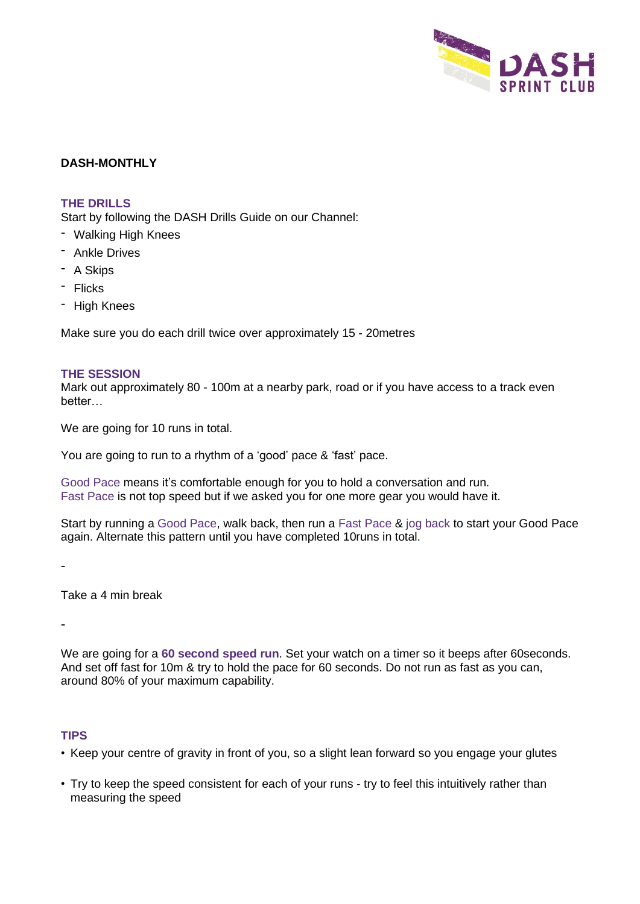# DASH-MONTHLY

## THE DRILLS

Start by following the DASH Drills Guide on our Channel:

- Walking High Knees
- Ankle Drives
- A Skips
- Flicks
- High Knees

Make sure you do each drill twice over approximately 15 - 20metres

## THE SESSION

Mark out approximately 80 - 100m at a nearby park, road or if you have access to a track even better…

We are going for 10 runs in total.

You are going to run to a rhythm of a 'good' pace & 'fast' pace.

Good Pace means it's comfortable enough for you to hold a conversation and run.
Fast Pace is not top speed but if we asked you for one more gear you would have it.

Start by running a Good Pace, walk back, then run a Fast Pace & jog back to start your Good Pace again. Alternate this pattern until you have completed 10runs in total.

-

Take a 4 min break

-

We are going for a **60 second speed run**. Set your watch on a timer so it beeps after 60seconds. And set off fast for 10m & try to hold the pace for 60 seconds. Do not run as fast as you can, around 80% of your maximum capability.

## TIPS

- Keep your centre of gravity in front of you, so a slight lean forward so you engage your glutes
- Try to keep the speed consistent for each of your runs - try to feel this intuitively rather than measuring the speed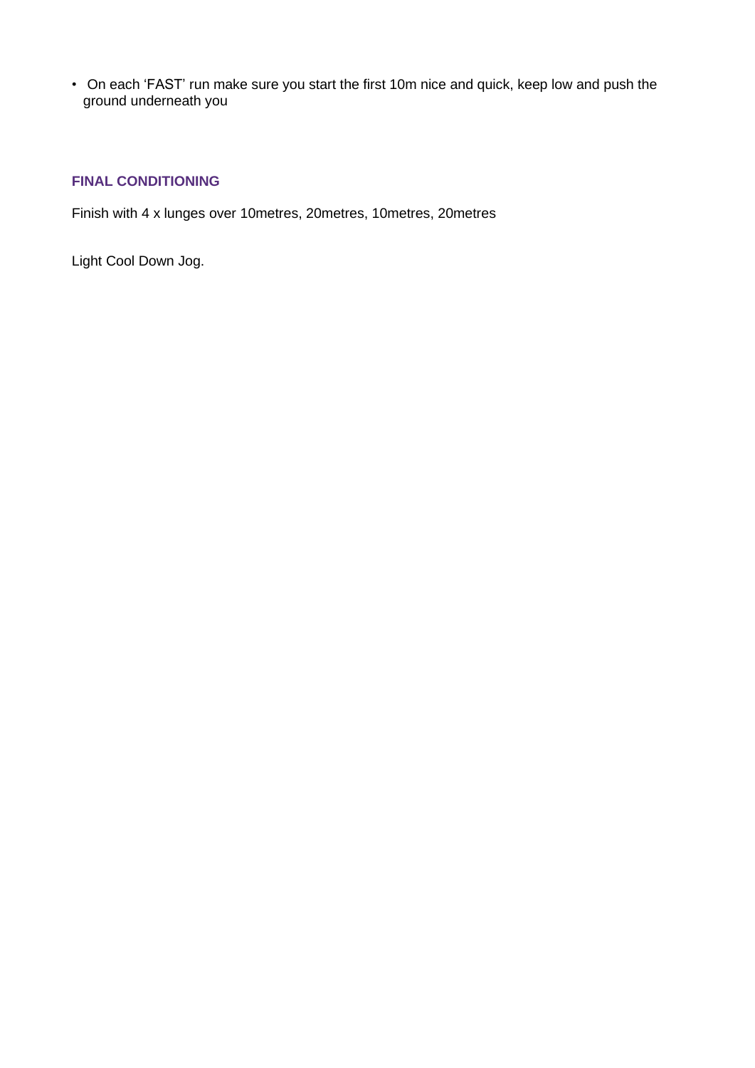- On each 'FAST' run make sure you start the first 10m nice and quick, keep low and push the ground underneath you

## FINAL CONDITIONING

Finish with 4 x lunges over 10metres, 20metres, 10metres, 20metres

Light Cool Down Jog.